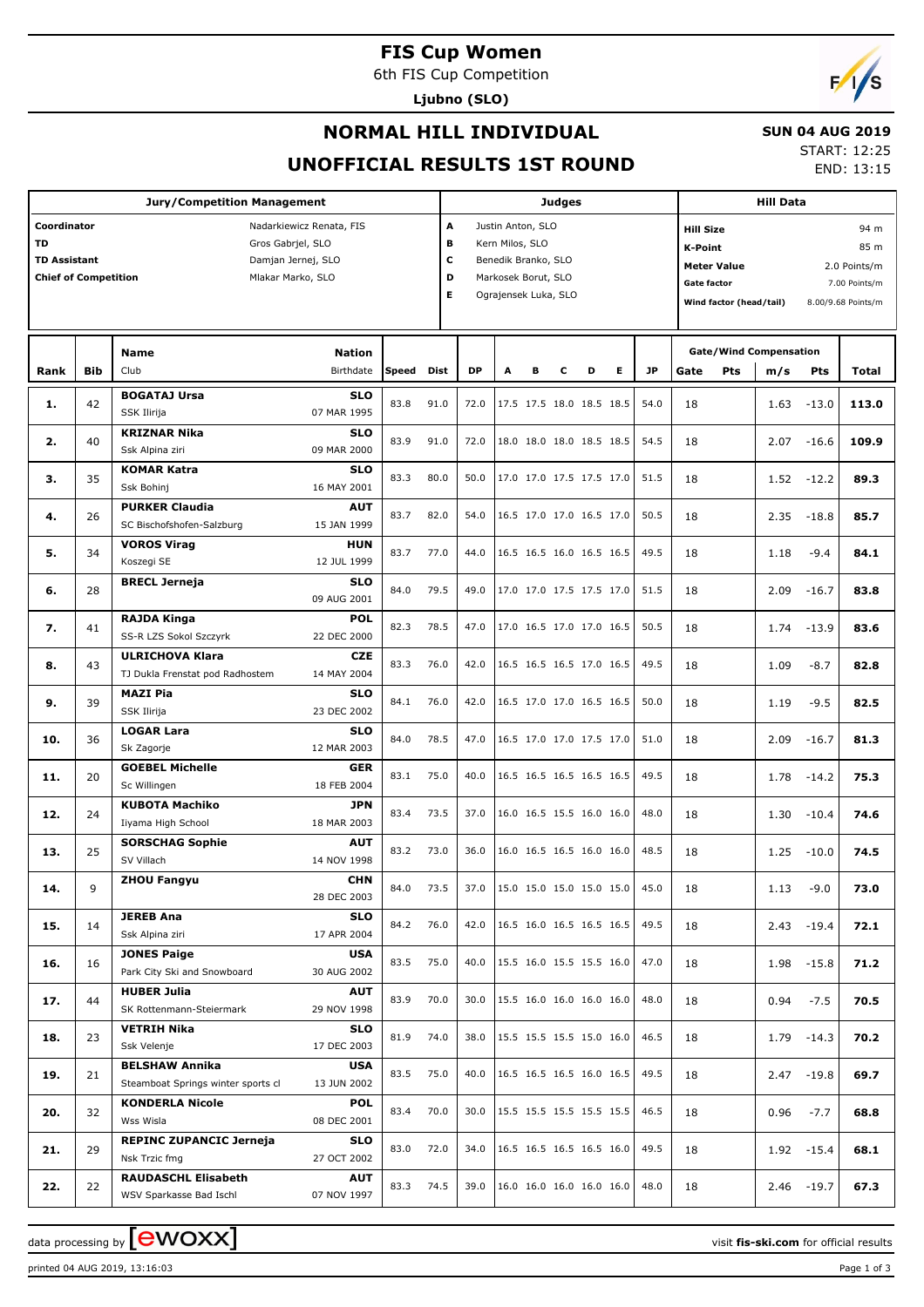# FIS Cup Women

6th FIS Cup Competition

**Ljubno (SLO)**

## NORMAL HILL INDIVIDUAL

## UNOFFICIAL RESULTS 1ST ROUND

**SUN 04 AUG 2019**

START: 12:25

END: 13:15

| Jury/Competition Management | | Judges | | Hill Data | |
|---|---|---|---|---|---|
| Coordinator | Nadarkiewicz Renata, FIS | A | Justin Anton, SLO | Hill Size | 94 m |
| TD | Gros Gabrjel, SLO | B | Kern Milos, SLO | K-Point | 85 m |
| TD Assistant | Damjan Jernej, SLO | C | Benedik Branko, SLO | Meter Value | 2.0 Points/m |
| Chief of Competition | Mlakar Marko, SLO | D | Markosek Borut, SLO | Gate factor | 7.00 Points/m |
| | | E | Ograjensek Luka, SLO | Wind factor (head/tail) | 8.00/9.68 Points/m |

| Rank | Bib | Name / Club | Nation / Birthdate | Speed | Dist | DP | A | B | C | D | E | JP | Gate | Pts | m/s | Pts | Total |
|---|---|---|---|---|---|---|---|---|---|---|---|---|---|---|---|---|---|
| 1. | 42 | **BOGATAJ Ursa**<br>SSK Ilirija | SLO<br>07 MAR 1995 | 83.8 | 91.0 | 72.0 | 17.5 | 17.5 | 18.0 | 18.5 | 18.5 | 54.0 | 18 | | 1.63 | -13.0 | **113.0** |
| 2. | 40 | **KRIZNAR Nika**<br>Ssk Alpina ziri | SLO<br>09 MAR 2000 | 83.9 | 91.0 | 72.0 | 18.0 | 18.0 | 18.0 | 18.5 | 18.5 | 54.5 | 18 | | 2.07 | -16.6 | **109.9** |
| 3. | 35 | **KOMAR Katra**<br>Ssk Bohinj | SLO<br>16 MAY 2001 | 83.3 | 80.0 | 50.0 | 17.0 | 17.0 | 17.5 | 17.5 | 17.0 | 51.5 | 18 | | 1.52 | -12.2 | **89.3** |
| 4. | 26 | **PURKER Claudia**<br>SC Bischofshofen-Salzburg | AUT<br>15 JAN 1999 | 83.7 | 82.0 | 54.0 | 16.5 | 17.0 | 17.0 | 16.5 | 17.0 | 50.5 | 18 | | 2.35 | -18.8 | **85.7** |
| 5. | 34 | **VOROS Virag**<br>Koszegi SE | HUN<br>12 JUL 1999 | 83.7 | 77.0 | 44.0 | 16.5 | 16.5 | 16.0 | 16.5 | 16.5 | 49.5 | 18 | | 1.18 | -9.4 | **84.1** |
| 6. | 28 | **BRECL Jerneja** | SLO<br>09 AUG 2001 | 84.0 | 79.5 | 49.0 | 17.0 | 17.0 | 17.5 | 17.5 | 17.0 | 51.5 | 18 | | 2.09 | -16.7 | **83.8** |
| 7. | 41 | **RAJDA Kinga**<br>SS-R LZS Sokol Szczyrk | POL<br>22 DEC 2000 | 82.3 | 78.5 | 47.0 | 17.0 | 16.5 | 17.0 | 17.0 | 16.5 | 50.5 | 18 | | 1.74 | -13.9 | **83.6** |
| 8. | 43 | **ULRICHOVA Klara**<br>TJ Dukla Frenstat pod Radhostem | CZE<br>14 MAY 2004 | 83.3 | 76.0 | 42.0 | 16.5 | 16.5 | 16.5 | 17.0 | 16.5 | 49.5 | 18 | | 1.09 | -8.7 | **82.8** |
| 9. | 39 | **MAZI Pia**<br>SSK Ilirija | SLO<br>23 DEC 2002 | 84.1 | 76.0 | 42.0 | 16.5 | 17.0 | 17.0 | 16.5 | 16.5 | 50.0 | 18 | | 1.19 | -9.5 | **82.5** |
| 10. | 36 | **LOGAR Lara**<br>Sk Zagorje | SLO<br>12 MAR 2003 | 84.0 | 78.5 | 47.0 | 16.5 | 17.0 | 17.0 | 17.5 | 17.0 | 51.0 | 18 | | 2.09 | -16.7 | **81.3** |
| 11. | 20 | **GOEBEL Michelle**<br>Sc Willingen | GER<br>18 FEB 2004 | 83.1 | 75.0 | 40.0 | 16.5 | 16.5 | 16.5 | 16.5 | 16.5 | 49.5 | 18 | | 1.78 | -14.2 | **75.3** |
| 12. | 24 | **KUBOTA Machiko**<br>Iiyama High School | JPN<br>18 MAR 2003 | 83.4 | 73.5 | 37.0 | 16.0 | 16.5 | 15.5 | 16.0 | 16.0 | 48.0 | 18 | | 1.30 | -10.4 | **74.6** |
| 13. | 25 | **SORSCHAG Sophie**<br>SV Villach | AUT<br>14 NOV 1998 | 83.2 | 73.0 | 36.0 | 16.0 | 16.5 | 16.5 | 16.0 | 16.0 | 48.5 | 18 | | 1.25 | -10.0 | **74.5** |
| 14. | 9 | **ZHOU Fangyu** | CHN<br>28 DEC 2003 | 84.0 | 73.5 | 37.0 | 15.0 | 15.0 | 15.0 | 15.0 | 15.0 | 45.0 | 18 | | 1.13 | -9.0 | **73.0** |
| 15. | 14 | **JEREB Ana**<br>Ssk Alpina ziri | SLO<br>17 APR 2004 | 84.2 | 76.0 | 42.0 | 16.5 | 16.0 | 16.5 | 16.5 | 16.5 | 49.5 | 18 | | 2.43 | -19.4 | **72.1** |
| 16. | 16 | **JONES Paige**<br>Park City Ski and Snowboard | USA<br>30 AUG 2002 | 83.5 | 75.0 | 40.0 | 15.5 | 16.0 | 15.5 | 15.5 | 16.0 | 47.0 | 18 | | 1.98 | -15.8 | **71.2** |
| 17. | 44 | **HUBER Julia**<br>SK Rottenmann-Steiermark | AUT<br>29 NOV 1998 | 83.9 | 70.0 | 30.0 | 15.5 | 16.0 | 16.0 | 16.0 | 16.0 | 48.0 | 18 | | 0.94 | -7.5 | **70.5** |
| 18. | 23 | **VETRIH Nika**<br>Ssk Velenje | SLO<br>17 DEC 2003 | 81.9 | 74.0 | 38.0 | 15.5 | 15.5 | 15.5 | 15.0 | 16.0 | 46.5 | 18 | | 1.79 | -14.3 | **70.2** |
| 19. | 21 | **BELSHAW Annika**<br>Steamboat Springs winter sports cl | USA<br>13 JUN 2002 | 83.5 | 75.0 | 40.0 | 16.5 | 16.5 | 16.5 | 16.0 | 16.5 | 49.5 | 18 | | 2.47 | -19.8 | **69.7** |
| 20. | 32 | **KONDERLA Nicole**<br>Wss Wisla | POL<br>08 DEC 2001 | 83.4 | 70.0 | 30.0 | 15.5 | 15.5 | 15.5 | 15.5 | 15.5 | 46.5 | 18 | | 0.96 | -7.7 | **68.8** |
| 21. | 29 | **REPINC ZUPANCIC Jerneja**<br>Nsk Trzic fmg | SLO<br>27 OCT 2002 | 83.0 | 72.0 | 34.0 | 16.5 | 16.5 | 16.5 | 16.5 | 16.0 | 49.5 | 18 | | 1.92 | -15.4 | **68.1** |
| 22. | 22 | **RAUDASCHL Elisabeth**<br>WSV Sparkasse Bad Ischl | AUT<br>07 NOV 1997 | 83.3 | 74.5 | 39.0 | 16.0 | 16.0 | 16.0 | 16.0 | 16.0 | 48.0 | 18 | | 2.46 | -19.7 | **67.3** |

data processing by ewoxx — visit fis-ski.com for official results

printed 04 AUG 2019, 13:16:03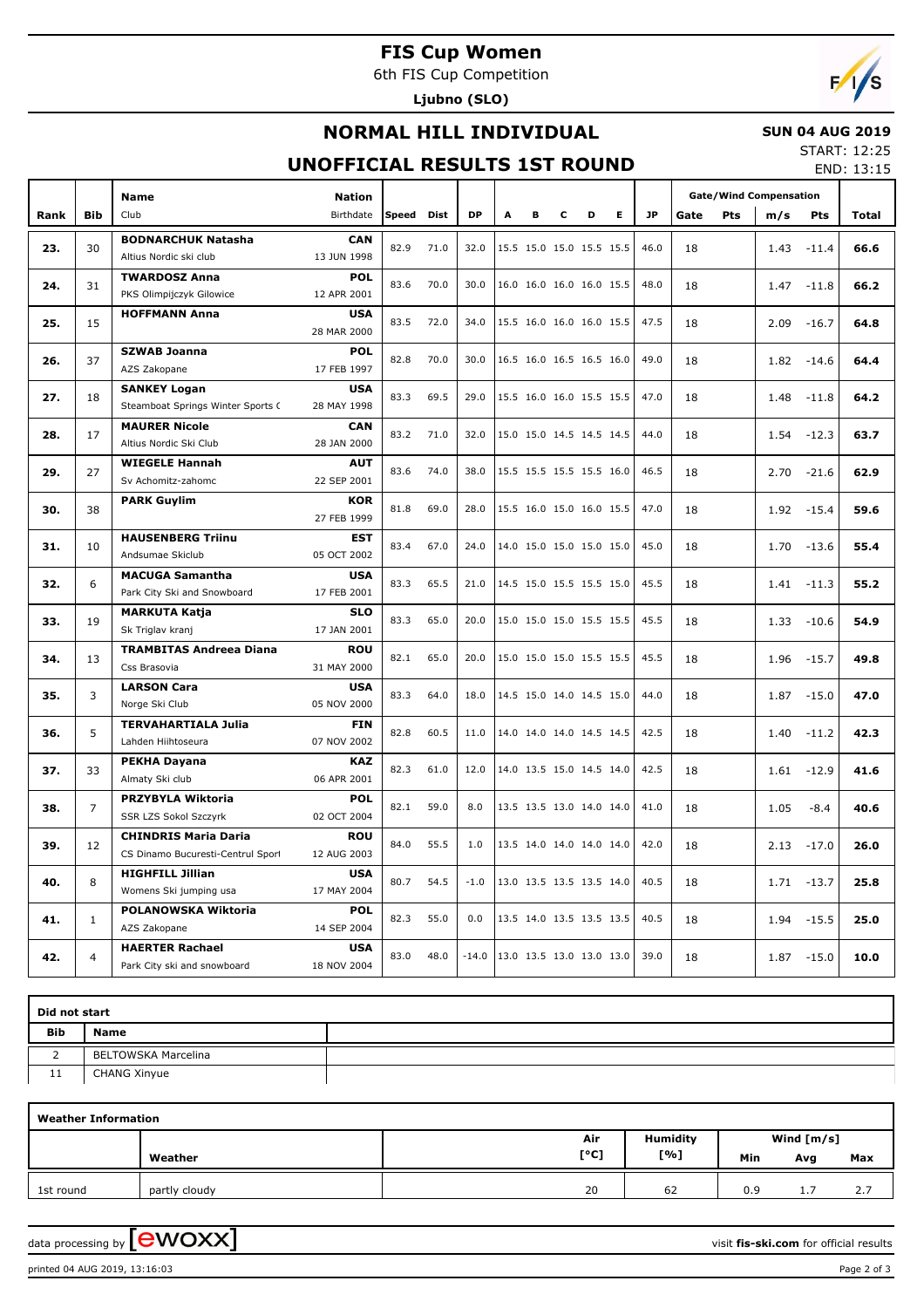# FIS Cup Women

6th FIS Cup Competition

**Ljubno (SLO)**

## NORMAL HILL INDIVIDUAL

**SUN 04 AUG 2019**

START: 12:25

END: 13:15

## UNOFFICIAL RESULTS 1ST ROUND

| Rank | Bib | Name / Club | Nation / Birthdate | Speed | Dist | DP | A | B | C | D | E | JP | Gate | Pts | m/s | Pts | Total |
|---|---|---|---|---|---|---|---|---|---|---|---|---|---|---|---|---|---|
| 23. | 30 | **BODNARCHUK Natasha**<br>Altius Nordic ski club | **CAN**<br>13 JUN 1998 | 82.9 | 71.0 | 32.0 | 15.5 | 15.0 | 15.0 | 15.5 | 15.5 | 46.0 | 18 | | 1.43 | -11.4 | **66.6** |
| 24. | 31 | **TWARDOSZ Anna**<br>PKS Olimpijczyk Gilowice | **POL**<br>12 APR 2001 | 83.6 | 70.0 | 30.0 | 16.0 | 16.0 | 16.0 | 16.0 | 15.5 | 48.0 | 18 | | 1.47 | -11.8 | **66.2** |
| 25. | 15 | **HOFFMANN Anna** | **USA**<br>28 MAR 2000 | 83.5 | 72.0 | 34.0 | 15.5 | 16.0 | 16.0 | 16.0 | 15.5 | 47.5 | 18 | | 2.09 | -16.7 | **64.8** |
| 26. | 37 | **SZWAB Joanna**<br>AZS Zakopane | **POL**<br>17 FEB 1997 | 82.8 | 70.0 | 30.0 | 16.5 | 16.0 | 16.5 | 16.5 | 16.0 | 49.0 | 18 | | 1.82 | -14.6 | **64.4** |
| 27. | 18 | **SANKEY Logan**<br>Steamboat Springs Winter Sports ( | **USA**<br>28 MAY 1998 | 83.3 | 69.5 | 29.0 | 15.5 | 16.0 | 16.0 | 15.5 | 15.5 | 47.0 | 18 | | 1.48 | -11.8 | **64.2** |
| 28. | 17 | **MAURER Nicole**<br>Altius Nordic Ski Club | **CAN**<br>28 JAN 2000 | 83.2 | 71.0 | 32.0 | 15.0 | 15.0 | 14.5 | 14.5 | 14.5 | 44.0 | 18 | | 1.54 | -12.3 | **63.7** |
| 29. | 27 | **WIEGELE Hannah**<br>Sv Achomitz-zahomc | **AUT**<br>22 SEP 2001 | 83.6 | 74.0 | 38.0 | 15.5 | 15.5 | 15.5 | 15.5 | 16.0 | 46.5 | 18 | | 2.70 | -21.6 | **62.9** |
| 30. | 38 | **PARK Guylim** | **KOR**<br>27 FEB 1999 | 81.8 | 69.0 | 28.0 | 15.5 | 16.0 | 15.0 | 16.0 | 15.5 | 47.0 | 18 | | 1.92 | -15.4 | **59.6** |
| 31. | 10 | **HAUSENBERG Triinu**<br>Andsumae Skiclub | **EST**<br>05 OCT 2002 | 83.4 | 67.0 | 24.0 | 14.0 | 15.0 | 15.0 | 15.0 | 15.0 | 45.0 | 18 | | 1.70 | -13.6 | **55.4** |
| 32. | 6 | **MACUGA Samantha**<br>Park City Ski and Snowboard | **USA**<br>17 FEB 2001 | 83.3 | 65.5 | 21.0 | 14.5 | 15.0 | 15.5 | 15.5 | 15.0 | 45.5 | 18 | | 1.41 | -11.3 | **55.2** |
| 33. | 19 | **MARKUTA Katja**<br>Sk Triglav kranj | **SLO**<br>17 JAN 2001 | 83.3 | 65.0 | 20.0 | 15.0 | 15.0 | 15.0 | 15.5 | 15.5 | 45.5 | 18 | | 1.33 | -10.6 | **54.9** |
| 34. | 13 | **TRAMBITAS Andreea Diana**<br>Css Brasovia | **ROU**<br>31 MAY 2000 | 82.1 | 65.0 | 20.0 | 15.0 | 15.0 | 15.0 | 15.5 | 15.5 | 45.5 | 18 | | 1.96 | -15.7 | **49.8** |
| 35. | 3 | **LARSON Cara**<br>Norge Ski Club | **USA**<br>05 NOV 2000 | 83.3 | 64.0 | 18.0 | 14.5 | 15.0 | 14.0 | 14.5 | 15.0 | 44.0 | 18 | | 1.87 | -15.0 | **47.0** |
| 36. | 5 | **TERVAHARTIALA Julia**<br>Lahden Hiihtoseura | **FIN**<br>07 NOV 2002 | 82.8 | 60.5 | 11.0 | 14.0 | 14.0 | 14.0 | 14.5 | 14.5 | 42.5 | 18 | | 1.40 | -11.2 | **42.3** |
| 37. | 33 | **PEKHA Dayana**<br>Almaty Ski club | **KAZ**<br>06 APR 2001 | 82.3 | 61.0 | 12.0 | 14.0 | 13.5 | 15.0 | 14.5 | 14.0 | 42.5 | 18 | | 1.61 | -12.9 | **41.6** |
| 38. | 7 | **PRZYBYLA Wiktoria**<br>SSR LZS Sokol Szczyrk | **POL**<br>02 OCT 2004 | 82.1 | 59.0 | 8.0 | 13.5 | 13.5 | 13.0 | 14.0 | 14.0 | 41.0 | 18 | | 1.05 | -8.4 | **40.6** |
| 39. | 12 | **CHINDRIS Maria Daria**<br>CS Dinamo Bucuresti-Centrul Sport | **ROU**<br>12 AUG 2003 | 84.0 | 55.5 | 1.0 | 13.5 | 14.0 | 14.0 | 14.0 | 14.0 | 42.0 | 18 | | 2.13 | -17.0 | **26.0** |
| 40. | 8 | **HIGHFILL Jillian**<br>Womens Ski jumping usa | **USA**<br>17 MAY 2004 | 80.7 | 54.5 | -1.0 | 13.0 | 13.5 | 13.5 | 13.5 | 14.0 | 40.5 | 18 | | 1.71 | -13.7 | **25.8** |
| 41. | 1 | **POLANOWSKA Wiktoria**<br>AZS Zakopane | **POL**<br>14 SEP 2004 | 82.3 | 55.0 | 0.0 | 13.5 | 14.0 | 13.5 | 13.5 | 13.5 | 40.5 | 18 | | 1.94 | -15.5 | **25.0** |
| 42. | 4 | **HAERTER Rachael**<br>Park City ski and snowboard | **USA**<br>18 NOV 2004 | 83.0 | 48.0 | -14.0 | 13.0 | 13.5 | 13.0 | 13.0 | 13.0 | 39.0 | 18 | | 1.87 | -15.0 | **10.0** |

Note: Gate, Pts, m/s, Pts columns are under "Gate/Wind Compensation".

**Did not start**

| Bib | Name |
|---|---|
| 2 | BELTOWSKA Marcelina |
| 11 | CHANG Xinyue |

**Weather Information**

| | Weather | Air [°C] | Humidity [%] | Wind [m/s] Min | Wind [m/s] Avg | Wind [m/s] Max |
|---|---|---|---|---|---|---|
| 1st round | partly cloudy | 20 | 62 | 0.9 | 1.7 | 2.7 |

data processing by EWOXX — visit **fis-ski.com** for official results

printed 04 AUG 2019, 13:16:03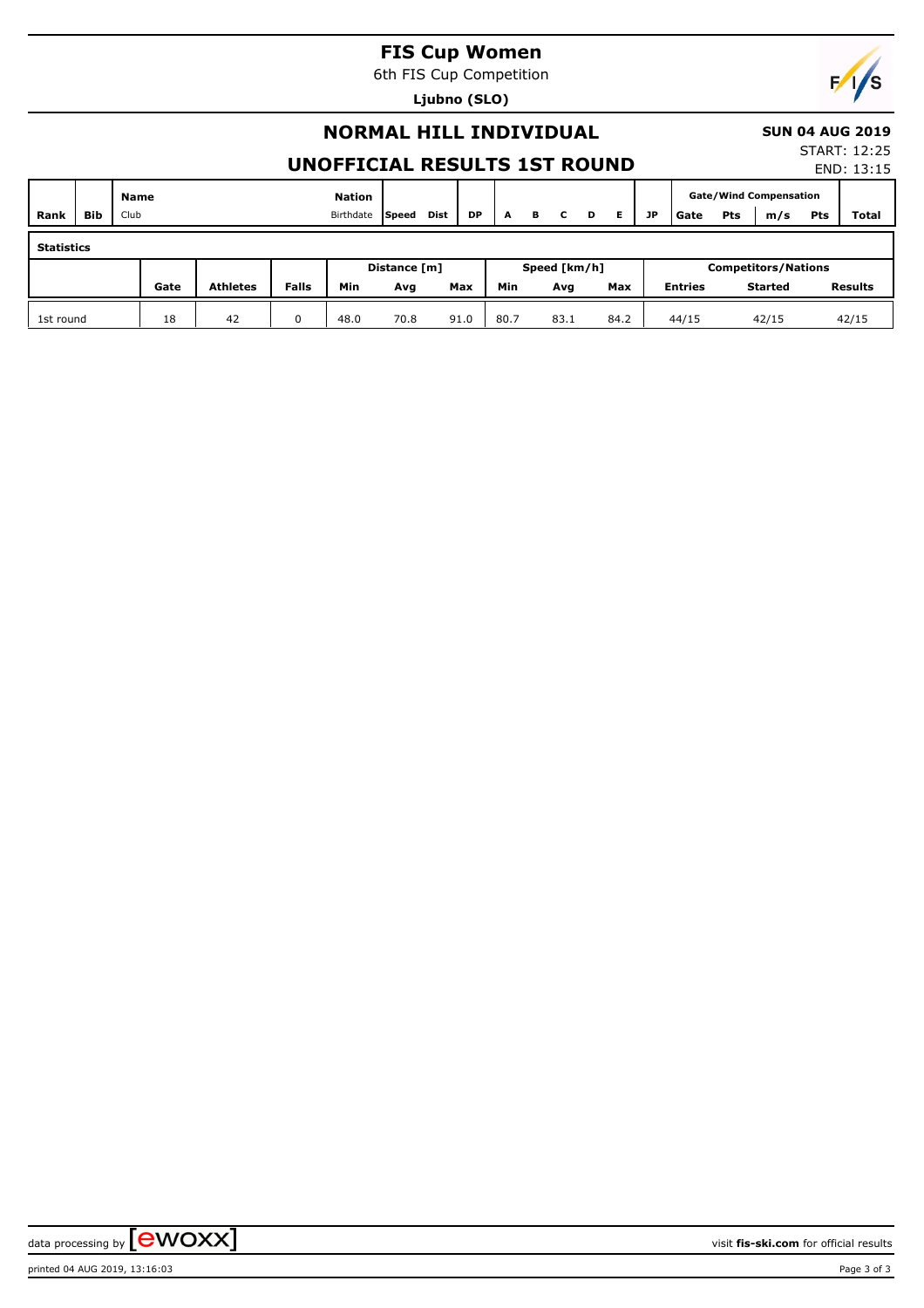# FIS Cup Women

6th FIS Cup Competition

**Ljubno (SLO)**

## NORMAL HILL INDIVIDUAL

**SUN 04 AUG 2019**

START: 12:25

END: 13:15

## UNOFFICIAL RESULTS 1ST ROUND

| Rank | Bib | Name / Club | Nation / Birthdate | Speed | Dist | DP | A | B | C | D | E | JP | Gate/Wind Compensation: Gate | Pts | m/s | Pts | Total |
|---|---|---|---|---|---|---|---|---|---|---|---|---|---|---|---|---|---|

**Statistics**

| | Gate | Athletes | Falls | Distance [m] | | | Speed [km/h] | | | Competitors/Nations | | |
|---|---|---|---|---|---|---|---|---|---|---|---|---|
| | | | | Min | Avg | Max | Min | Avg | Max | Entries | Started | Results |
| 1st round | 18 | 42 | 0 | 48.0 | 70.8 | 91.0 | 80.7 | 83.1 | 84.2 | 44/15 | 42/15 | 42/15 |

data processing by [ewoxx]

visit **fis-ski.com** for official results

printed 04 AUG 2019, 13:16:03